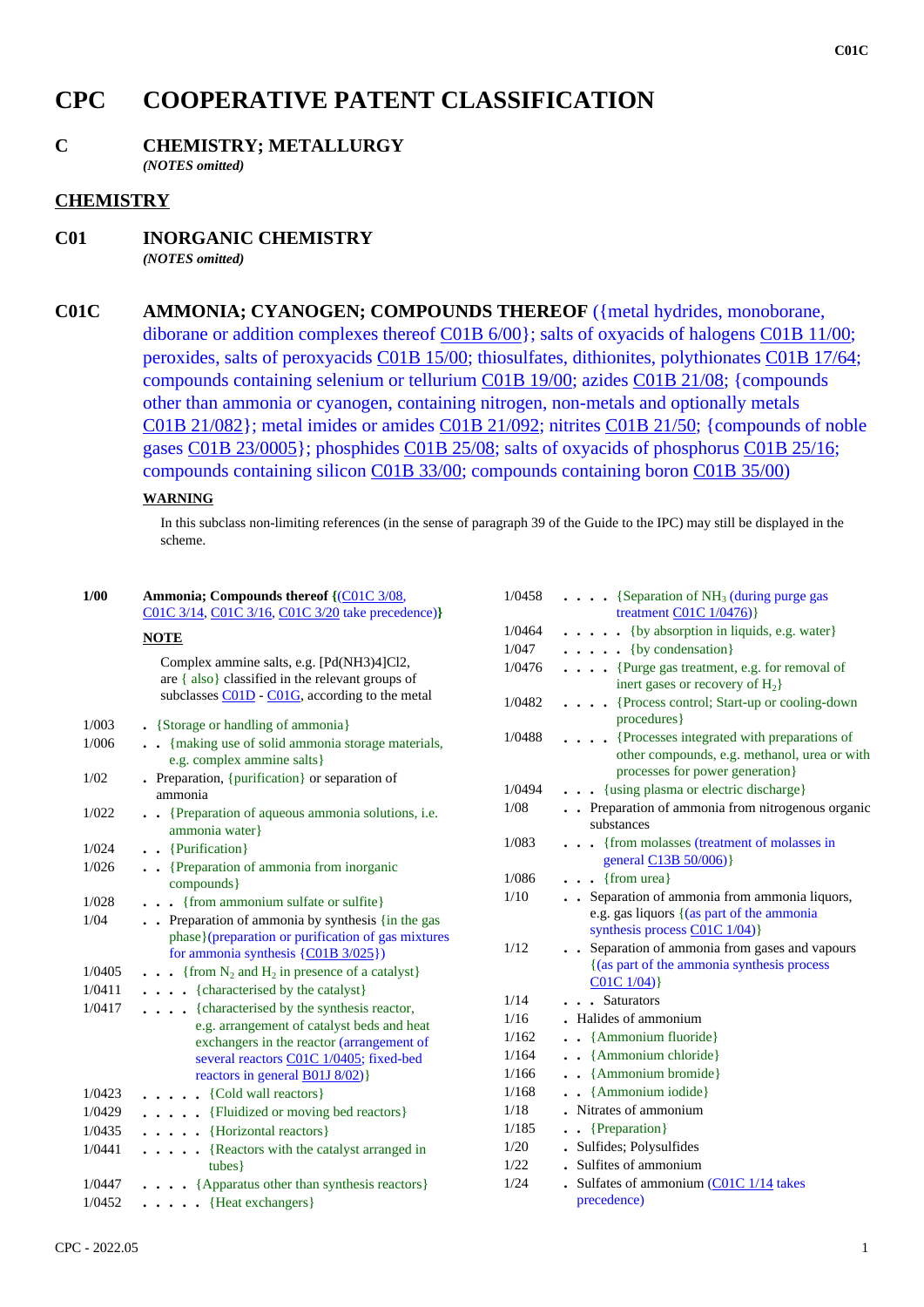# CPC COOPERATIVE PATENT CLASSIFICATION

## C CHEMISTRY; METALLURGY

*(NOTES omitted)*

## CHEMISTRY

## C01 INORGANIC CHEMISTRY

*(NOTES omitted)*

## C01C AMMONIA; CYANOGEN; COMPOUNDS THEREOF

({metal hydrides, monoborane, diborane or addition complexes thereof C01B 6/00}; salts of oxyacids of halogens C01B 11/00; peroxides, salts of peroxyacids C01B 15/00; thiosulfates, dithionites, polythionates C01B 17/64; compounds containing selenium or tellurium C01B 19/00; azides C01B 21/08; {compounds other than ammonia or cyanogen, containing nitrogen, non-metals and optionally metals C01B 21/082}; metal imides or amides C01B 21/092; nitrites C01B 21/50; {compounds of noble gases C01B 23/0005}; phosphides C01B 25/08; salts of oxyacids of phosphorus C01B 25/16; compounds containing silicon C01B 33/00; compounds containing boron C01B 35/00)

**WARNING**

In this subclass non-limiting references (in the sense of paragraph 39 of the Guide to the IPC) may still be displayed in the scheme.

**1/00** **Ammonia; Compounds thereof {(C01C 3/08, C01C 3/14, C01C 3/16, C01C 3/20 take precedence)}**

**NOTE**

Complex ammine salts, e.g. [Pd(NH3)4]Cl2, are { also} classified in the relevant groups of subclasses C01D - C01G, according to the metal

- 1/003 . {Storage or handling of ammonia}
- 1/006 . . {making use of solid ammonia storage materials, e.g. complex ammine salts}
- 1/02 . Preparation, {purification} or separation of ammonia
- 1/022 . . {Preparation of aqueous ammonia solutions, i.e. ammonia water}
- 1/024 . . {Purification}
- 1/026 . . {Preparation of ammonia from inorganic compounds}
- 1/028 . . . {from ammonium sulfate or sulfite}
- 1/04 . . Preparation of ammonia by synthesis {in the gas phase}(preparation or purification of gas mixtures for ammonia synthesis {C01B 3/025})
- 1/0405 . . . {from $N_2$ and $H_2$ in presence of a catalyst}
- 1/0411 . . . . {characterised by the catalyst}
- 1/0417 . . . . {characterised by the synthesis reactor, e.g. arrangement of catalyst beds and heat exchangers in the reactor (arrangement of several reactors C01C 1/0405; fixed-bed reactors in general B01J 8/02)}
- 1/0423 . . . . . {Cold wall reactors}
- 1/0429 . . . . . {Fluidized or moving bed reactors}
- 1/0435 . . . . . {Horizontal reactors}
- 1/0441 . . . . . {Reactors with the catalyst arranged in tubes}
- 1/0447 . . . . {Apparatus other than synthesis reactors}
- 1/0452 . . . . . {Heat exchangers}
- 1/0458 . . . . {Separation of $NH_3$ (during purge gas treatment C01C 1/0476)}
- 1/0464 . . . . . {by absorption in liquids, e.g. water}
- 1/047 . . . . . {by condensation}
- 1/0476 . . . . {Purge gas treatment, e.g. for removal of inert gases or recovery of $H_2$}
- 1/0482 . . . . {Process control; Start-up or cooling-down procedures}
- 1/0488 . . . . {Processes integrated with preparations of other compounds, e.g. methanol, urea or with processes for power generation}
- 1/0494 . . . {using plasma or electric discharge}
- 1/08 . . Preparation of ammonia from nitrogenous organic substances
- 1/083 . . . {from molasses (treatment of molasses in general C13B 50/006)}
- 1/086 . . . {from urea}
- 1/10 . . Separation of ammonia from ammonia liquors, e.g. gas liquors {(as part of the ammonia synthesis process C01C 1/04)}
- 1/12 . . Separation of ammonia from gases and vapours {(as part of the ammonia synthesis process C01C 1/04)}
- 1/14 . . . Saturators
- 1/16 . Halides of ammonium
- 1/162 . . {Ammonium fluoride}
- 1/164 . . {Ammonium chloride}
- 1/166 . . {Ammonium bromide}
- 1/168 . . {Ammonium iodide}
- 1/18 . Nitrates of ammonium
- 1/185 . . {Preparation}
- 1/20 . Sulfides; Polysulfides
- 1/22 . Sulfites of ammonium
- 1/24 . Sulfates of ammonium (C01C 1/14 takes precedence)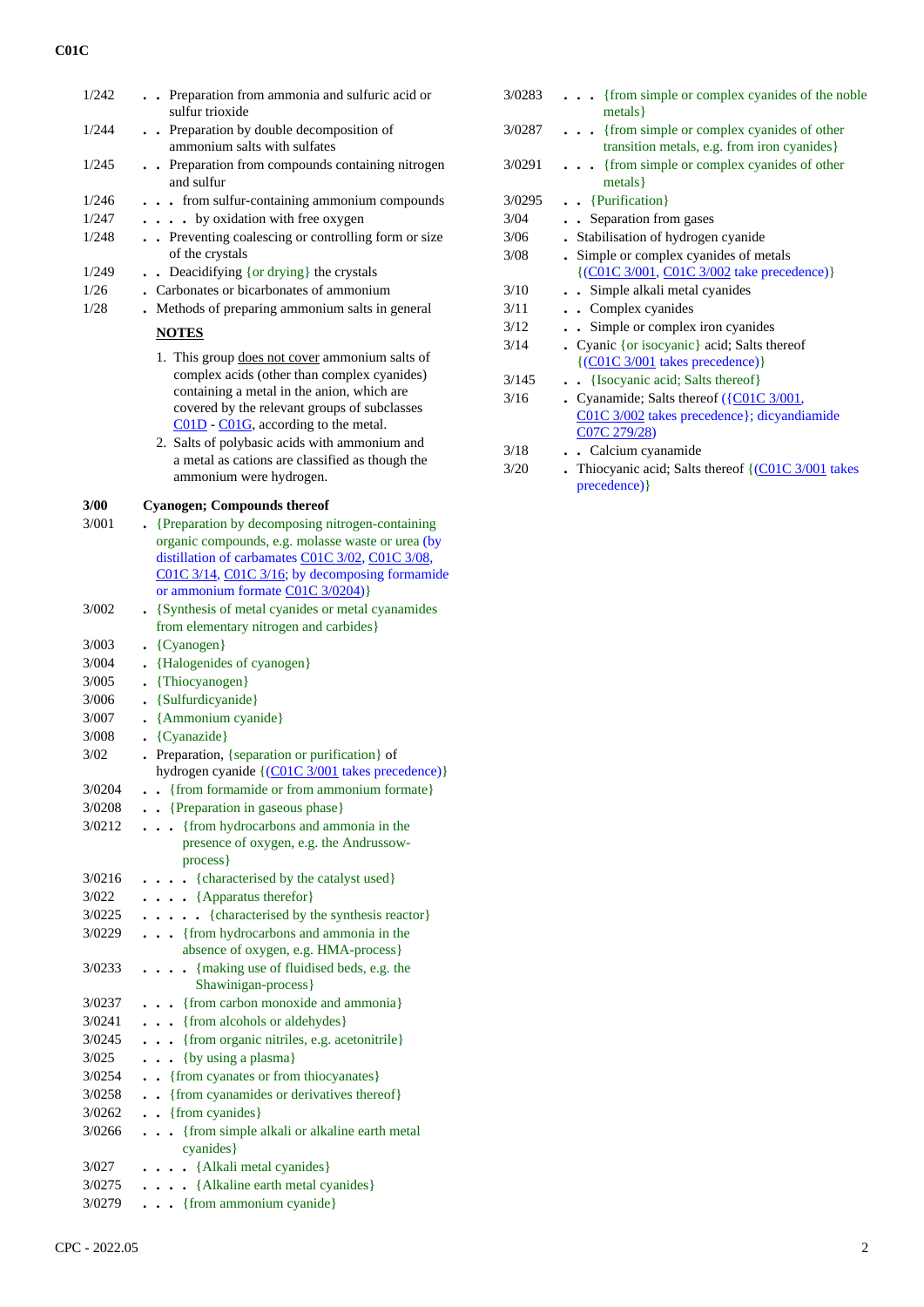| | |
|---|---|
| 1/242 | . . Preparation from ammonia and sulfuric acid or sulfur trioxide |
| 1/244 | . . Preparation by double decomposition of ammonium salts with sulfates |
| 1/245 | . . Preparation from compounds containing nitrogen and sulfur |
| 1/246 | . . . from sulfur-containing ammonium compounds |
| 1/247 | . . . . by oxidation with free oxygen |
| 1/248 | . . Preventing coalescing or controlling form or size of the crystals |
| 1/249 | . . Deacidifying {or drying} the crystals |
| 1/26 | . Carbonates or bicarbonates of ammonium |
| 1/28 | . Methods of preparing ammonium salts in general |

**NOTES**

1. This group does not cover ammonium salts of complex acids (other than complex cyanides) containing a metal in the anion, which are covered by the relevant groups of subclasses C01D - C01G, according to the metal.
2. Salts of polybasic acids with ammonium and a metal as cations are classified as though the ammonium were hydrogen.

| | |
|---|---|
| **3/00** | **Cyanogen; Compounds thereof** |
| 3/001 | . {Preparation by decomposing nitrogen-containing organic compounds, e.g. molasse waste or urea (by distillation of carbamates C01C 3/02, C01C 3/08, C01C 3/14, C01C 3/16; by decomposing formamide or ammonium formate C01C 3/0204)} |
| 3/002 | . {Synthesis of metal cyanides or metal cyanamides from elementary nitrogen and carbides} |
| 3/003 | . {Cyanogen} |
| 3/004 | . {Halogenides of cyanogen} |
| 3/005 | . {Thiocyanogen} |
| 3/006 | . {Sulfurdicyanide} |
| 3/007 | . {Ammonium cyanide} |
| 3/008 | . {Cyanazide} |
| 3/02 | . Preparation, {separation or purification} of hydrogen cyanide {(C01C 3/001 takes precedence)} |
| 3/0204 | . . {from formamide or from ammonium formate} |
| 3/0208 | . . {Preparation in gaseous phase} |
| 3/0212 | . . . {from hydrocarbons and ammonia in the presence of oxygen, e.g. the Andrussow-process} |
| 3/0216 | . . . . {characterised by the catalyst used} |
| 3/022 | . . . . {Apparatus therefor} |
| 3/0225 | . . . . . {characterised by the synthesis reactor} |
| 3/0229 | . . . {from hydrocarbons and ammonia in the absence of oxygen, e.g. HMA-process} |
| 3/0233 | . . . . {making use of fluidised beds, e.g. the Shawinigan-process} |
| 3/0237 | . . . {from carbon monoxide and ammonia} |
| 3/0241 | . . . {from alcohols or aldehydes} |
| 3/0245 | . . . {from organic nitriles, e.g. acetonitrile} |
| 3/025 | . . . {by using a plasma} |
| 3/0254 | . . {from cyanates or from thiocyanates} |
| 3/0258 | . . {from cyanamides or derivatives thereof} |
| 3/0262 | . . {from cyanides} |
| 3/0266 | . . . {from simple alkali or alkaline earth metal cyanides} |
| 3/027 | . . . . {Alkali metal cyanides} |
| 3/0275 | . . . . {Alkaline earth metal cyanides} |
| 3/0279 | . . . {from ammonium cyanide} |
| 3/0283 | . . . {from simple or complex cyanides of the noble metals} |
| 3/0287 | . . . {from simple or complex cyanides of other transition metals, e.g. from iron cyanides} |
| 3/0291 | . . . {from simple or complex cyanides of other metals} |
| 3/0295 | . . {Purification} |
| 3/04 | . . Separation from gases |
| 3/06 | . Stabilisation of hydrogen cyanide |
| 3/08 | . Simple or complex cyanides of metals {(C01C 3/001, C01C 3/002 take precedence)} |
| 3/10 | . . Simple alkali metal cyanides |
| 3/11 | . . Complex cyanides |
| 3/12 | . . Simple or complex iron cyanides |
| 3/14 | . Cyanic {or isocyanic} acid; Salts thereof {(C01C 3/001 takes precedence)} |
| 3/145 | . . {Isocyanic acid; Salts thereof} |
| 3/16 | . Cyanamide; Salts thereof ({C01C 3/001, C01C 3/002 takes precedence}; dicyandiamide C07C 279/28) |
| 3/18 | . . Calcium cyanamide |
| 3/20 | . Thiocyanic acid; Salts thereof {(C01C 3/001 takes precedence)} |